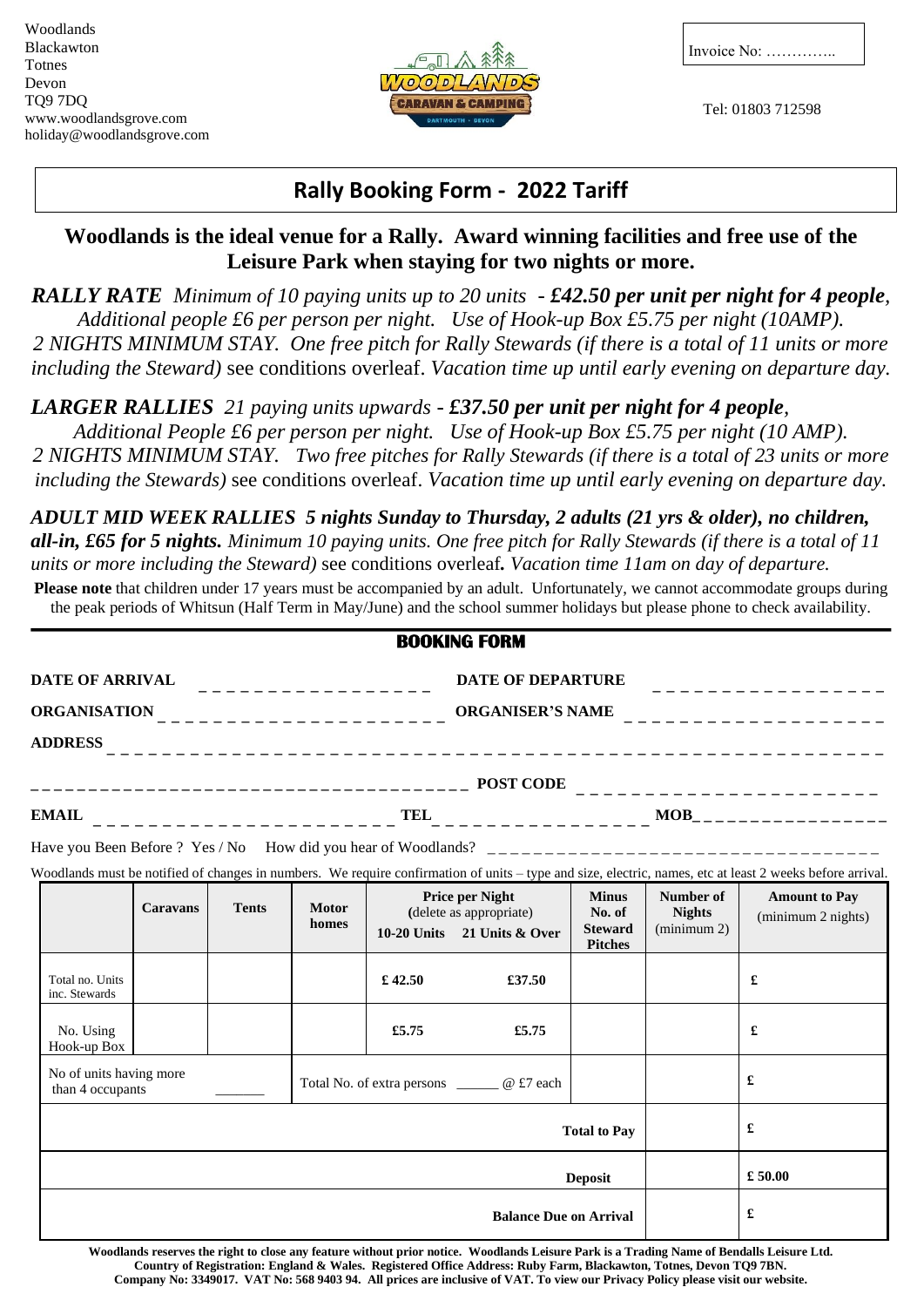Woodlands
Blackawton
Totnes
Devon
TQ9 7DQ
www.woodlandsgrove.com
holiday@woodlandsgrove.com

Invoice No: …………..

Tel: 01803 712598

# Rally Booking Form - 2022 Tariff

## Woodlands is the ideal venue for a Rally. Award winning facilities and free use of the Leisure Park when staying for two nights or more.

***RALLY RATE*** *Minimum of 10 paying units up to 20 units - **£42.50 per unit per night for 4 people**, Additional people £6 per person per night. Use of Hook-up Box £5.75 per night (10AMP). 2 NIGHTS MINIMUM STAY. One free pitch for Rally Stewards (if there is a total of 11 units or more including the Steward)* see conditions overleaf. *Vacation time up until early evening on departure day.*

***LARGER RALLIES*** *21 paying units upwards - **£37.50 per unit per night for 4 people**, Additional People £6 per person per night. Use of Hook-up Box £5.75 per night (10 AMP). 2 NIGHTS MINIMUM STAY. Two free pitches for Rally Stewards (if there is a total of 23 units or more including the Stewards)* see conditions overleaf. *Vacation time up until early evening on departure day.*

***ADULT MID WEEK RALLIES 5 nights Sunday to Thursday, 2 adults (21 yrs & older), no children, all-in, £65 for 5 nights.*** *Minimum 10 paying units. One free pitch for Rally Stewards (if there is a total of 11 units or more including the Steward)* see conditions overleaf***.*** *Vacation time 11am on day of departure.*

**Please note** that children under 17 years must be accompanied by an adult. Unfortunately, we cannot accommodate groups during the peak periods of Whitsun (Half Term in May/June) and the school summer holidays but please phone to check availability.

## BOOKING FORM

**DATE OF ARRIVAL** _ _ _ _ _ _ _ _ _ _ _ _ _ _ _ _ **DATE OF DEPARTURE** _ _ _ _ _ _ _ _ _ _ _ _ _ _ _ _

**ORGANISATION** _ _ _ _ _ _ _ _ _ _ _ _ _ _ _ _ _ _ _ _ **ORGANISER'S NAME** _ _ _ _ _ _ _ _ _ _ _ _ _ _ _ _ _ _

**ADDRESS** _ _ _ _ _ _ _ _ _ _ _ _ _ _ _ _ _ _ _ _ _ _ _ _ _ _ _ _ _ _ _ _ _ _ _ _ _ _ _ _ _ _ _ _ _ _ _ _ _ _ _ _ _ _

_ _ _ _ _ _ _ _ _ _ _ _ _ _ _ _ _ _ _ _ _ _ _ _ _ _ _ _ _ _ _ _ _ _ _ _ **POST CODE** _ _ _ _ _ _ _ _ _ _ _ _ _ _ _ _ _ _ _ _ _

**EMAIL** _ _ _ _ _ _ _ _ _ _ _ _ _ _ _ _ _ _ _ _ _ **TEL** _ _ _ _ _ _ _ _ _ _ _ _ _ _ _ **MOB** _ _ _ _ _ _ _ _ _ _ _ _ _ _ _ _

Have you Been Before ? Yes / No How did you hear of Woodlands? _ _ _ _ _ _ _ _ _ _ _ _ _ _ _ _ _ _ _ _ _ _ _ _ _ _ _ _ _ _ _ _ _ _ _

Woodlands must be notified of changes in numbers. We require confirmation of units – type and size, electric, names, etc at least 2 weeks before arrival.

| | Caravans | Tents | Motor homes | Price per Night (delete as appropriate) 10-20 Units | 21 Units & Over | Minus No. of Steward Pitches | Number of Nights (minimum 2) | Amount to Pay (minimum 2 nights) |
|---|---|---|---|---|---|---|---|---|
| Total no. Units inc. Stewards | | | | £ 42.50 | £37.50 | | | £ |
| No. Using Hook-up Box | | | | £5.75 | £5.75 | | | £ |
| No of units having more than 4 occupants _______ | | | Total No. of extra persons ______ @ £7 each | | | | | £ |
| | | | | | | Total to Pay | | £ |
| | | | | | | Deposit | | £ 50.00 |
| | | | | | | Balance Due on Arrival | | £ |

**Woodlands reserves the right to close any feature without prior notice. Woodlands Leisure Park is a Trading Name of Bendalls Leisure Ltd. Country of Registration: England & Wales. Registered Office Address: Ruby Farm, Blackawton, Totnes, Devon TQ9 7BN. Company No: 3349017. VAT No: 568 9403 94. All prices are inclusive of VAT. To view our Privacy Policy please visit our website.**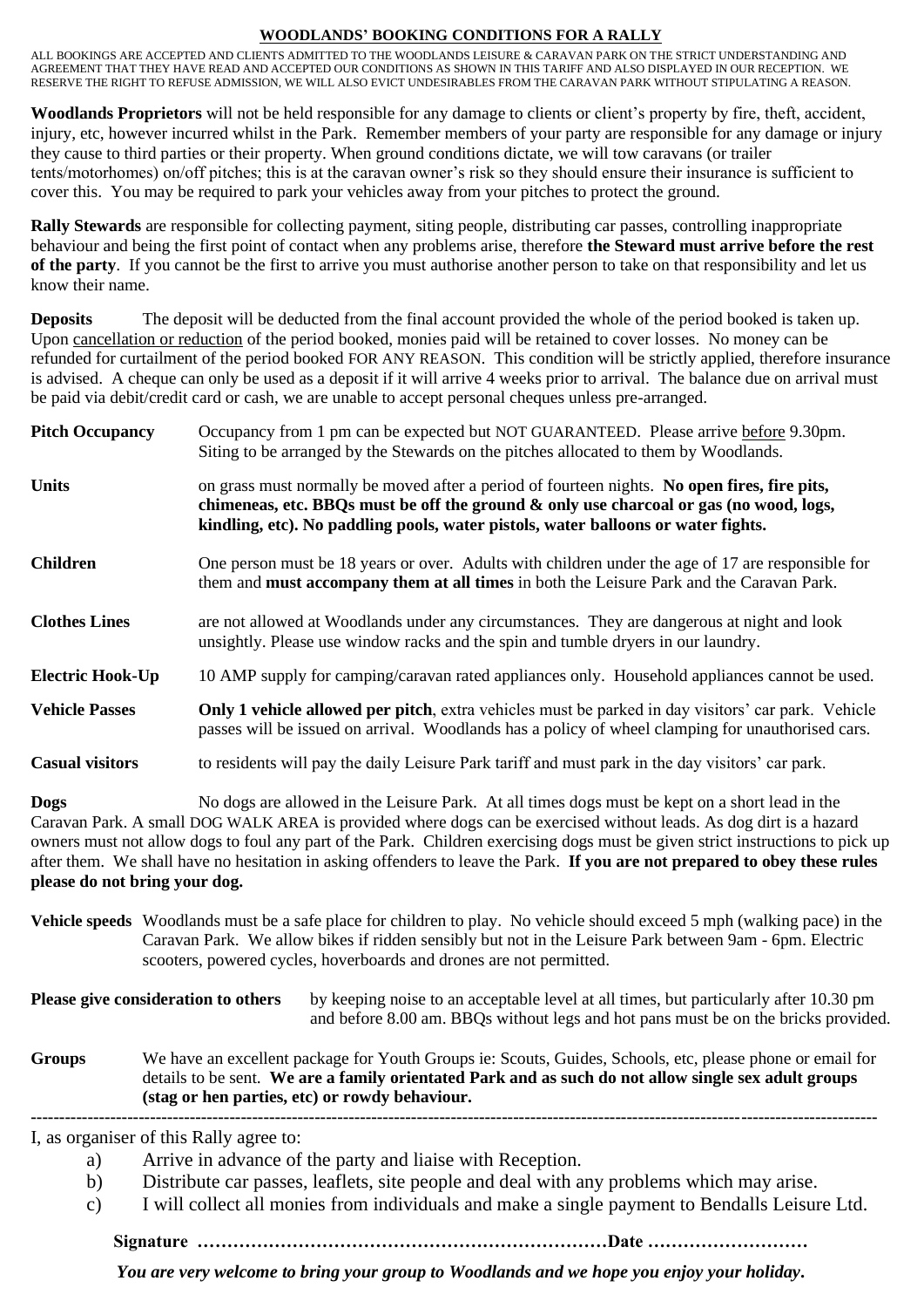## WOODLANDS' BOOKING CONDITIONS FOR A RALLY

ALL BOOKINGS ARE ACCEPTED AND CLIENTS ADMITTED TO THE WOODLANDS LEISURE & CARAVAN PARK ON THE STRICT UNDERSTANDING AND AGREEMENT THAT THEY HAVE READ AND ACCEPTED OUR CONDITIONS AS SHOWN IN THIS TARIFF AND ALSO DISPLAYED IN OUR RECEPTION. WE RESERVE THE RIGHT TO REFUSE ADMISSION, WE WILL ALSO EVICT UNDESIRABLES FROM THE CARAVAN PARK WITHOUT STIPULATING A REASON.

**Woodlands Proprietors** will not be held responsible for any damage to clients or client's property by fire, theft, accident, injury, etc, however incurred whilst in the Park. Remember members of your party are responsible for any damage or injury they cause to third parties or their property. When ground conditions dictate, we will tow caravans (or trailer tents/motorhomes) on/off pitches; this is at the caravan owner's risk so they should ensure their insurance is sufficient to cover this. You may be required to park your vehicles away from your pitches to protect the ground.

**Rally Stewards** are responsible for collecting payment, siting people, distributing car passes, controlling inappropriate behaviour and being the first point of contact when any problems arise, therefore **the Steward must arrive before the rest of the party**. If you cannot be the first to arrive you must authorise another person to take on that responsibility and let us know their name.

**Deposits** The deposit will be deducted from the final account provided the whole of the period booked is taken up. Upon cancellation or reduction of the period booked, monies paid will be retained to cover losses. No money can be refunded for curtailment of the period booked FOR ANY REASON. This condition will be strictly applied, therefore insurance is advised. A cheque can only be used as a deposit if it will arrive 4 weeks prior to arrival. The balance due on arrival must be paid via debit/credit card or cash, we are unable to accept personal cheques unless pre-arranged.

**Pitch Occupancy** Occupancy from 1 pm can be expected but NOT GUARANTEED. Please arrive before 9.30pm. Siting to be arranged by the Stewards on the pitches allocated to them by Woodlands.

**Units** on grass must normally be moved after a period of fourteen nights. **No open fires, fire pits, chimeneas, etc. BBQs must be off the ground & only use charcoal or gas (no wood, logs, kindling, etc). No paddling pools, water pistols, water balloons or water fights.**

**Children** One person must be 18 years or over. Adults with children under the age of 17 are responsible for them and **must accompany them at all times** in both the Leisure Park and the Caravan Park.

**Clothes Lines** are not allowed at Woodlands under any circumstances. They are dangerous at night and look unsightly. Please use window racks and the spin and tumble dryers in our laundry.

**Electric Hook-Up** 10 AMP supply for camping/caravan rated appliances only. Household appliances cannot be used.

**Vehicle Passes** **Only 1 vehicle allowed per pitch**, extra vehicles must be parked in day visitors' car park. Vehicle passes will be issued on arrival. Woodlands has a policy of wheel clamping for unauthorised cars.

**Casual visitors** to residents will pay the daily Leisure Park tariff and must park in the day visitors' car park.

**Dogs** No dogs are allowed in the Leisure Park. At all times dogs must be kept on a short lead in the Caravan Park. A small DOG WALK AREA is provided where dogs can be exercised without leads. As dog dirt is a hazard owners must not allow dogs to foul any part of the Park. Children exercising dogs must be given strict instructions to pick up after them. We shall have no hesitation in asking offenders to leave the Park. **If you are not prepared to obey these rules please do not bring your dog.**

**Vehicle speeds** Woodlands must be a safe place for children to play. No vehicle should exceed 5 mph (walking pace) in the Caravan Park. We allow bikes if ridden sensibly but not in the Leisure Park between 9am - 6pm. Electric scooters, powered cycles, hoverboards and drones are not permitted.

**Please give consideration to others** by keeping noise to an acceptable level at all times, but particularly after 10.30 pm and before 8.00 am. BBQs without legs and hot pans must be on the bricks provided.

**Groups** We have an excellent package for Youth Groups ie: Scouts, Guides, Schools, etc, please phone or email for details to be sent. **We are a family orientated Park and as such do not allow single sex adult groups (stag or hen parties, etc) or rowdy behaviour.**

---

I, as organiser of this Rally agree to:

a) Arrive in advance of the party and liaise with Reception.
b) Distribute car passes, leaflets, site people and deal with any problems which may arise.
c) I will collect all monies from individuals and make a single payment to Bendalls Leisure Ltd.

**Signature ……………………………………………………………Date ………………………**

***You are very welcome to bring your group to Woodlands and we hope you enjoy your holiday.***